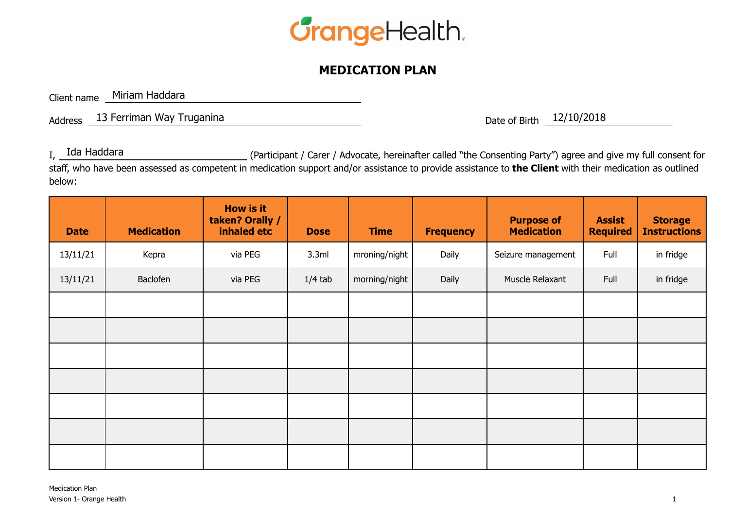# MEDICATION PLAN

Client name Miriam Haddara

Address 13 Ferriman Way Truganina

Date of Birth 12/10/2018

I, Ida Haddara (Participant / Carer / Advocate, hereinafter called "the Consenting Party") agree and give my full consent for staff, who have been assessed as competent in medication support and/or assistance to provide assistance to **the Client** with their medication as outlined below:

| Date | Medication | How is it taken? Orally / inhaled etc | Dose | Time | Frequency | Purpose of Medication | Assist Required | Storage Instructions |
|---|---|---|---|---|---|---|---|---|
| 13/11/21 | Kepra | via PEG | 3.3ml | mroning/night | Daily | Seizure management | Full | in fridge |
| 13/11/21 | Baclofen | via PEG | 1/4 tab | morning/night | Daily | Muscle Relaxant | Full | in fridge |
| | | | | | | | | |
| | | | | | | | | |
| | | | | | | | | |
| | | | | | | | | |
| | | | | | | | | |
| | | | | | | | | |
| | | | | | | | | |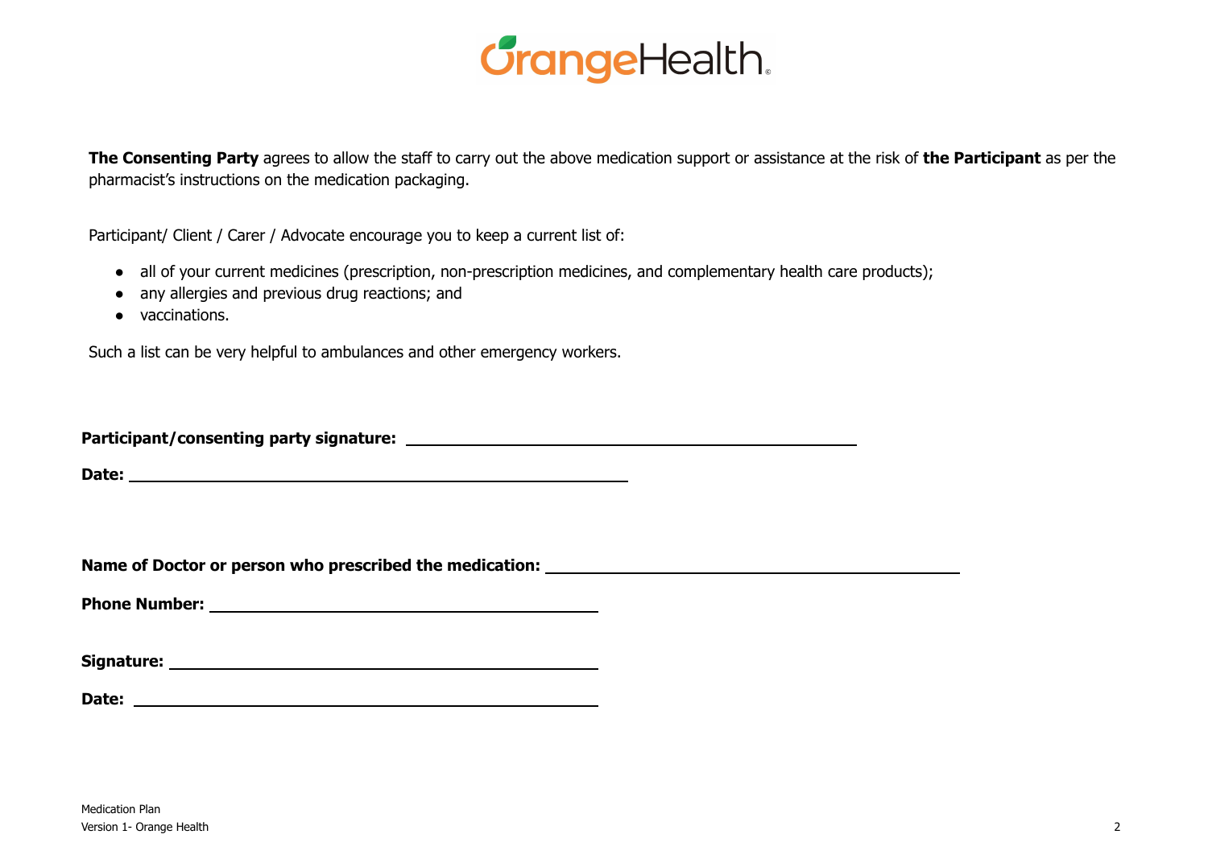**The Consenting Party** agrees to allow the staff to carry out the above medication support or assistance at the risk of **the Participant** as per the pharmacist's instructions on the medication packaging.

Participant/ Client / Carer / Advocate encourage you to keep a current list of:

- all of your current medicines (prescription, non-prescription medicines, and complementary health care products);
- any allergies and previous drug reactions; and
- vaccinations.

Such a list can be very helpful to ambulances and other emergency workers.

**Participant/consenting party signature:** ____________________________________________

**Date:** ____________________________________________

**Name of Doctor or person who prescribed the medication:** ____________________________________________

**Phone Number:** ____________________________________________

**Signature:** ____________________________________________

**Date:** ____________________________________________

Medication Plan
Version 1- Orange Health